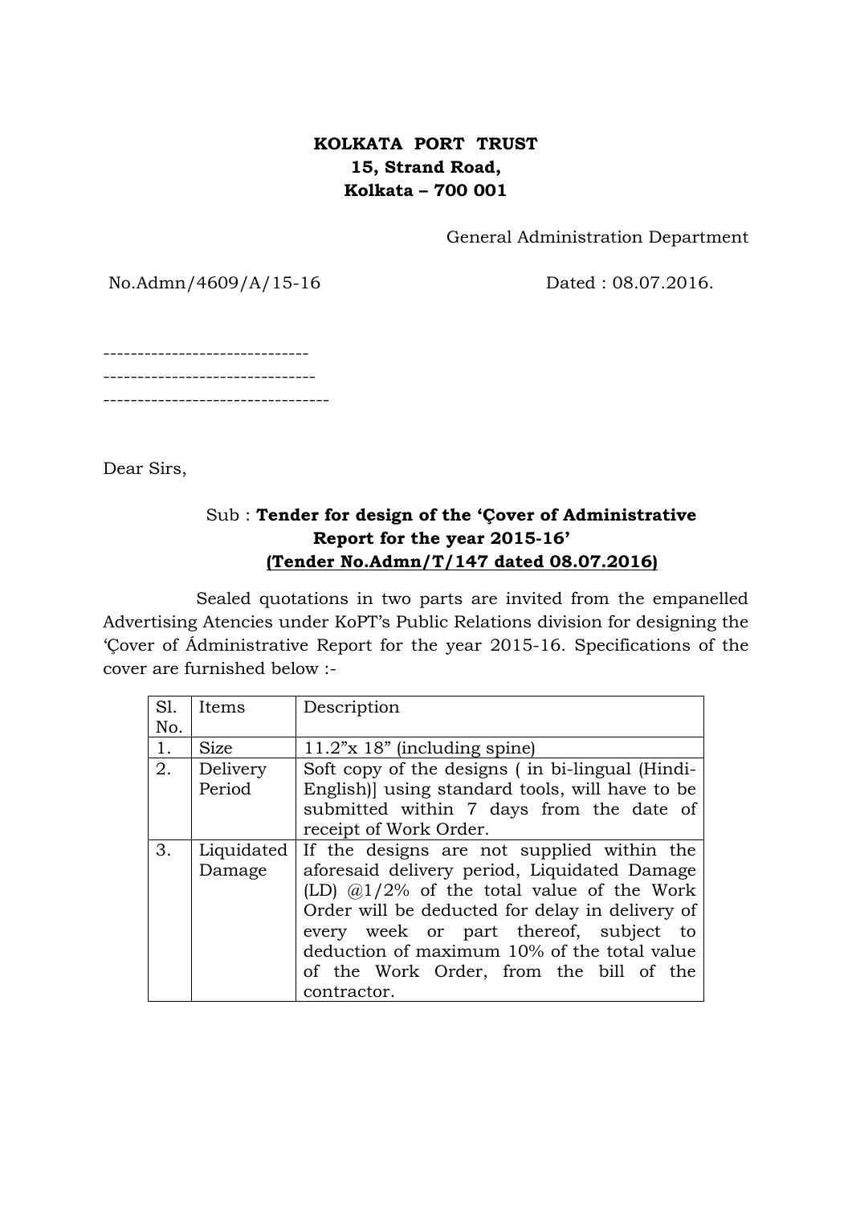**KOLKATA PORT TRUST**
**15, Strand Road,**
**Kolkata – 700 001**

General Administration Department

No.Admn/4609/A/15-16 Dated : 08.07.2016.

------------------------------
-------------------------------
---------------------------------

Dear Sirs,

Sub : **Tender for design of the 'Çover of Administrative Report for the year 2015-16'**
**(Tender No.Admn/T/147 dated 08.07.2016)**

Sealed quotations in two parts are invited from the empanelled Advertising Atencies under KoPT's Public Relations division for designing the 'Çover of Ádministrative Report for the year 2015-16. Specifications of the cover are furnished below :-

| Sl. No. | Items | Description |
|---|---|---|
| 1. | Size | 11.2"x 18" (including spine) |
| 2. | Delivery Period | Soft copy of the designs ( in bi-lingual (Hindi-English)] using standard tools, will have to be submitted within 7 days from the date of receipt of Work Order. |
| 3. | Liquidated Damage | If the designs are not supplied within the aforesaid delivery period, Liquidated Damage (LD) @1/2% of the total value of the Work Order will be deducted for delay in delivery of every week or part thereof, subject to deduction of maximum 10% of the total value of the Work Order, from the bill of the contractor. |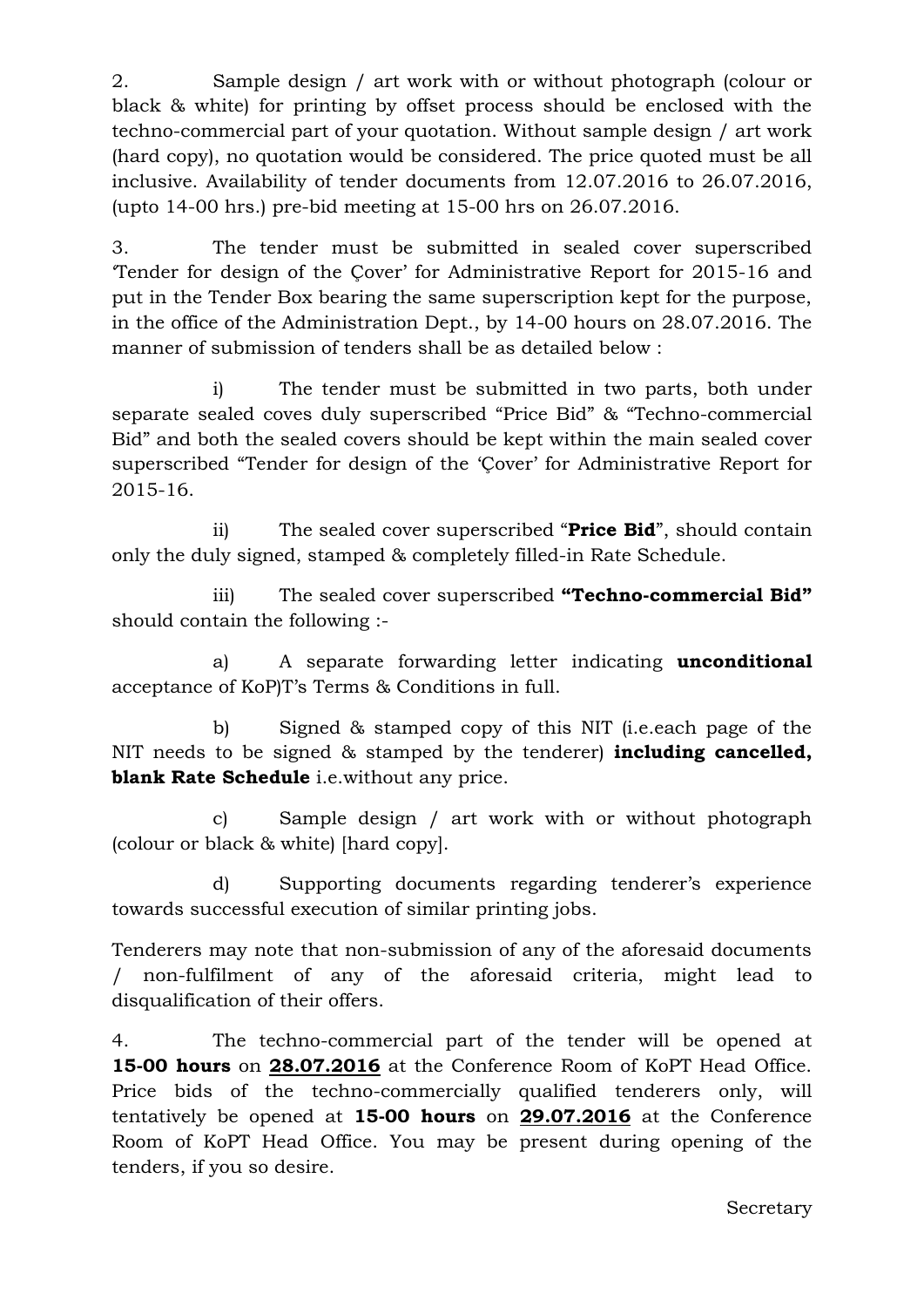2. Sample design / art work with or without photograph (colour or black & white) for printing by offset process should be enclosed with the techno-commercial part of your quotation. Without sample design / art work (hard copy), no quotation would be considered. The price quoted must be all inclusive. Availability of tender documents from 12.07.2016 to 26.07.2016, (upto 14-00 hrs.) pre-bid meeting at 15-00 hrs on 26.07.2016.

3. The tender must be submitted in sealed cover superscribed 'Tender for design of the Çover' for Administrative Report for 2015-16 and put in the Tender Box bearing the same superscription kept for the purpose, in the office of the Administration Dept., by 14-00 hours on 28.07.2016. The manner of submission of tenders shall be as detailed below :

i) The tender must be submitted in two parts, both under separate sealed coves duly superscribed "Price Bid" & "Techno-commercial Bid" and both the sealed covers should be kept within the main sealed cover superscribed "Tender for design of the 'Çover' for Administrative Report for 2015-16.

ii) The sealed cover superscribed "**Price Bid**", should contain only the duly signed, stamped & completely filled-in Rate Schedule.

iii) The sealed cover superscribed **"Techno-commercial Bid"** should contain the following :-

a) A separate forwarding letter indicating **unconditional** acceptance of KoP)T's Terms & Conditions in full.

b) Signed & stamped copy of this NIT (i.e.each page of the NIT needs to be signed & stamped by the tenderer) **including cancelled, blank Rate Schedule** i.e.without any price.

c) Sample design / art work with or without photograph (colour or black & white) [hard copy].

d) Supporting documents regarding tenderer's experience towards successful execution of similar printing jobs.

Tenderers may note that non-submission of any of the aforesaid documents / non-fulfilment of any of the aforesaid criteria, might lead to disqualification of their offers.

4. The techno-commercial part of the tender will be opened at **15-00 hours** on **28.07.2016** at the Conference Room of KoPT Head Office. Price bids of the techno-commercially qualified tenderers only, will tentatively be opened at **15-00 hours** on **29.07.2016** at the Conference Room of KoPT Head Office. You may be present during opening of the tenders, if you so desire.

Secretary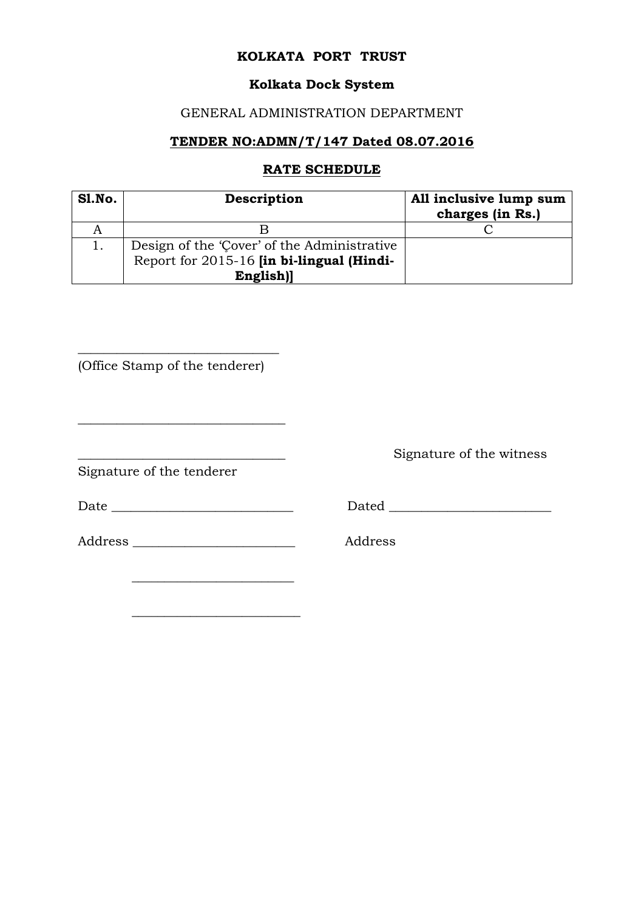**KOLKATA PORT TRUST**

**Kolkata Dock System**

GENERAL ADMINISTRATION DEPARTMENT

**TENDER NO:ADMN/T/147 Dated 08.07.2016**

**RATE SCHEDULE**

| Sl.No. | Description | All inclusive lump sum charges (in Rs.) |
|---|---|---|
| A | B | C |
| 1. | Design of the 'Çover' of the Administrative Report for 2015-16 **[in bi-lingual (Hindi-English)]** | |

______________________________
(Office Stamp of the tenderer)

______________________________

______________________________
Signature of the tenderer

Signature of the witness

Date ___________________________

Dated _________________________

Address ________________________

Address

________________________

_________________________